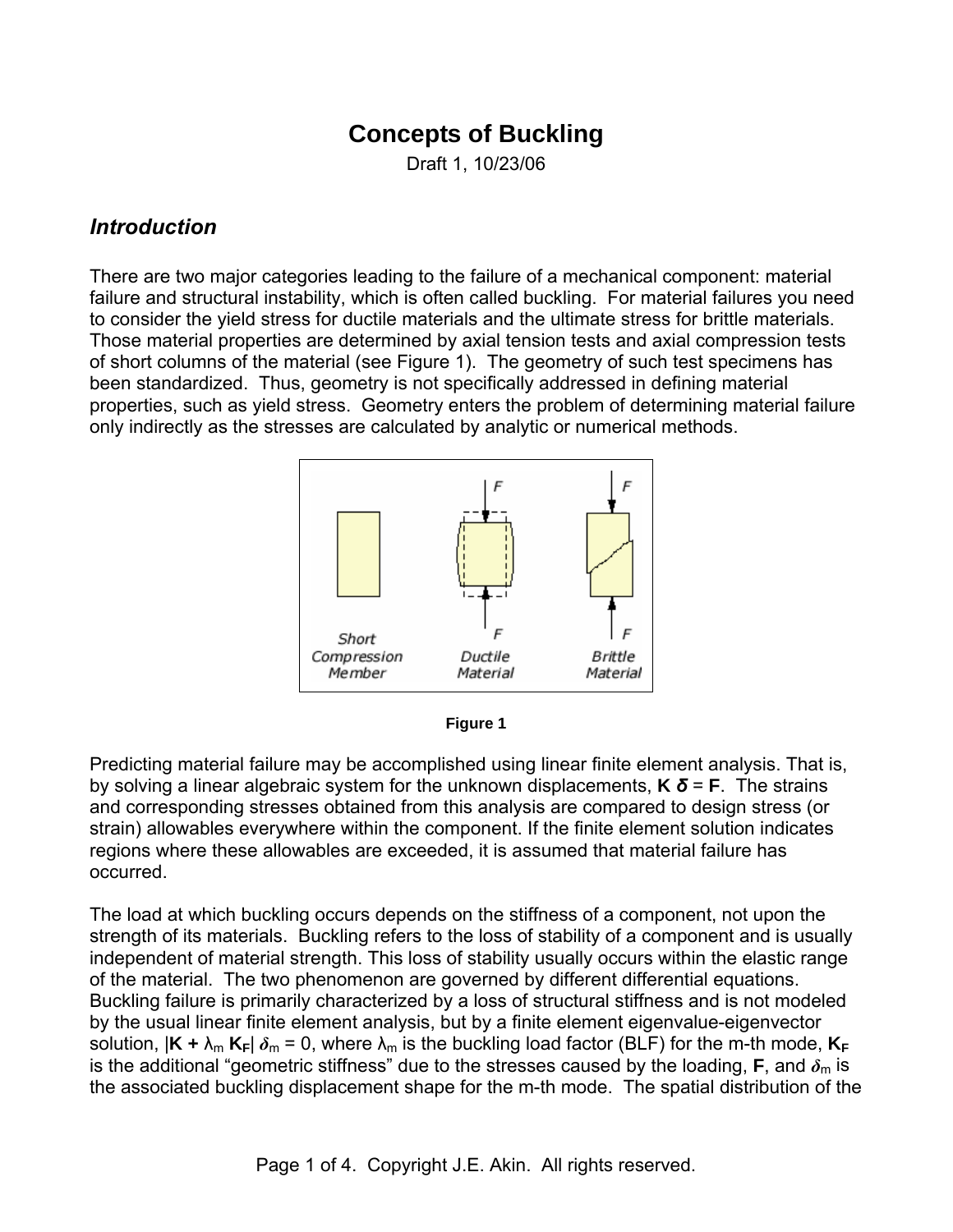# Concepts of Buckling

Draft 1, 10/23/06

## *Introduction*

There are two major categories leading to the failure of a mechanical component: material failure and structural instability, which is often called buckling. For material failures you need to consider the yield stress for ductile materials and the ultimate stress for brittle materials. Those material properties are determined by axial tension tests and axial compression tests of short columns of the material (see Figure 1). The geometry of such test specimens has been standardized. Thus, geometry is not specifically addressed in defining material properties, such as yield stress. Geometry enters the problem of determining material failure only indirectly as the stresses are calculated by analytic or numerical methods.

**Figure 1**

Predicting material failure may be accomplished using linear finite element analysis. That is, by solving a linear algebraic system for the unknown displacements, $\mathbf{K}\,\boldsymbol{\delta} = \mathbf{F}$. The strains and corresponding stresses obtained from this analysis are compared to design stress (or strain) allowables everywhere within the component. If the finite element solution indicates regions where these allowables are exceeded, it is assumed that material failure has occurred.

The load at which buckling occurs depends on the stiffness of a component, not upon the strength of its materials. Buckling refers to the loss of stability of a component and is usually independent of material strength. This loss of stability usually occurs within the elastic range of the material. The two phenomenon are governed by different differential equations. Buckling failure is primarily characterized by a loss of structural stiffness and is not modeled by the usual linear finite element analysis, but by a finite element eigenvalue-eigenvector solution, $|\mathbf{K} + \lambda_m\,\mathbf{K_F}|\,\boldsymbol{\delta}_m = 0$, where $\lambda_m$ is the buckling load factor (BLF) for the m-th mode, $\mathbf{K_F}$ is the additional "geometric stiffness" due to the stresses caused by the loading, $\mathbf{F}$, and $\boldsymbol{\delta}_m$ is the associated buckling displacement shape for the m-th mode. The spatial distribution of the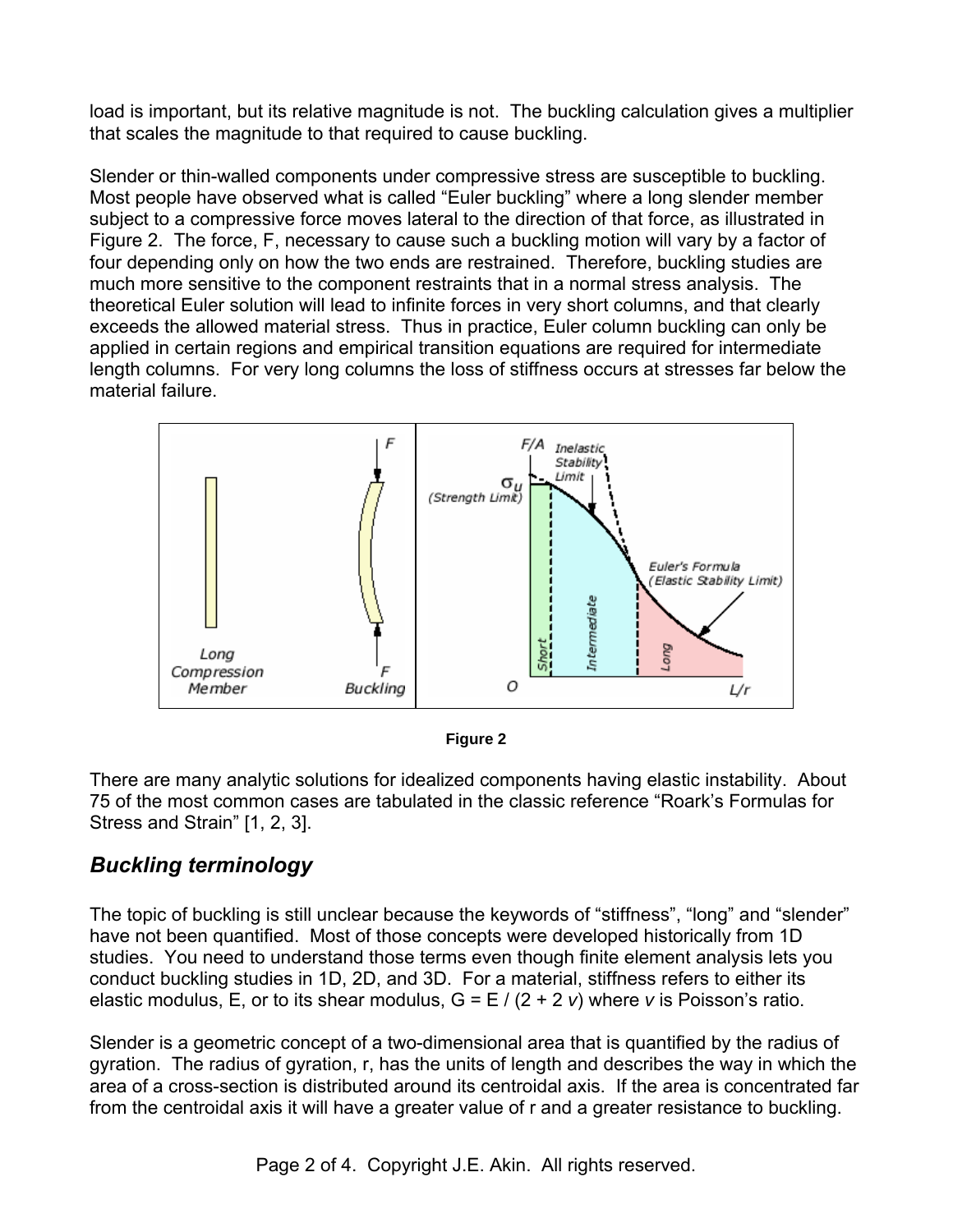load is important, but its relative magnitude is not. The buckling calculation gives a multiplier that scales the magnitude to that required to cause buckling.

Slender or thin-walled components under compressive stress are susceptible to buckling. Most people have observed what is called "Euler buckling" where a long slender member subject to a compressive force moves lateral to the direction of that force, as illustrated in Figure 2. The force, F, necessary to cause such a buckling motion will vary by a factor of four depending only on how the two ends are restrained. Therefore, buckling studies are much more sensitive to the component restraints that in a normal stress analysis. The theoretical Euler solution will lead to infinite forces in very short columns, and that clearly exceeds the allowed material stress. Thus in practice, Euler column buckling can only be applied in certain regions and empirical transition equations are required for intermediate length columns. For very long columns the loss of stiffness occurs at stresses far below the material failure.

**Figure 2**

There are many analytic solutions for idealized components having elastic instability. About 75 of the most common cases are tabulated in the classic reference "Roark's Formulas for Stress and Strain" [1, 2, 3].

## *Buckling terminology*

The topic of buckling is still unclear because the keywords of "stiffness", "long" and "slender" have not been quantified. Most of those concepts were developed historically from 1D studies. You need to understand those terms even though finite element analysis lets you conduct buckling studies in 1D, 2D, and 3D. For a material, stiffness refers to either its elastic modulus, E, or to its shear modulus, $G = E / (2 + 2\, v)$ where $v$ is Poisson's ratio.

Slender is a geometric concept of a two-dimensional area that is quantified by the radius of gyration. The radius of gyration, r, has the units of length and describes the way in which the area of a cross-section is distributed around its centroidal axis. If the area is concentrated far from the centroidal axis it will have a greater value of r and a greater resistance to buckling.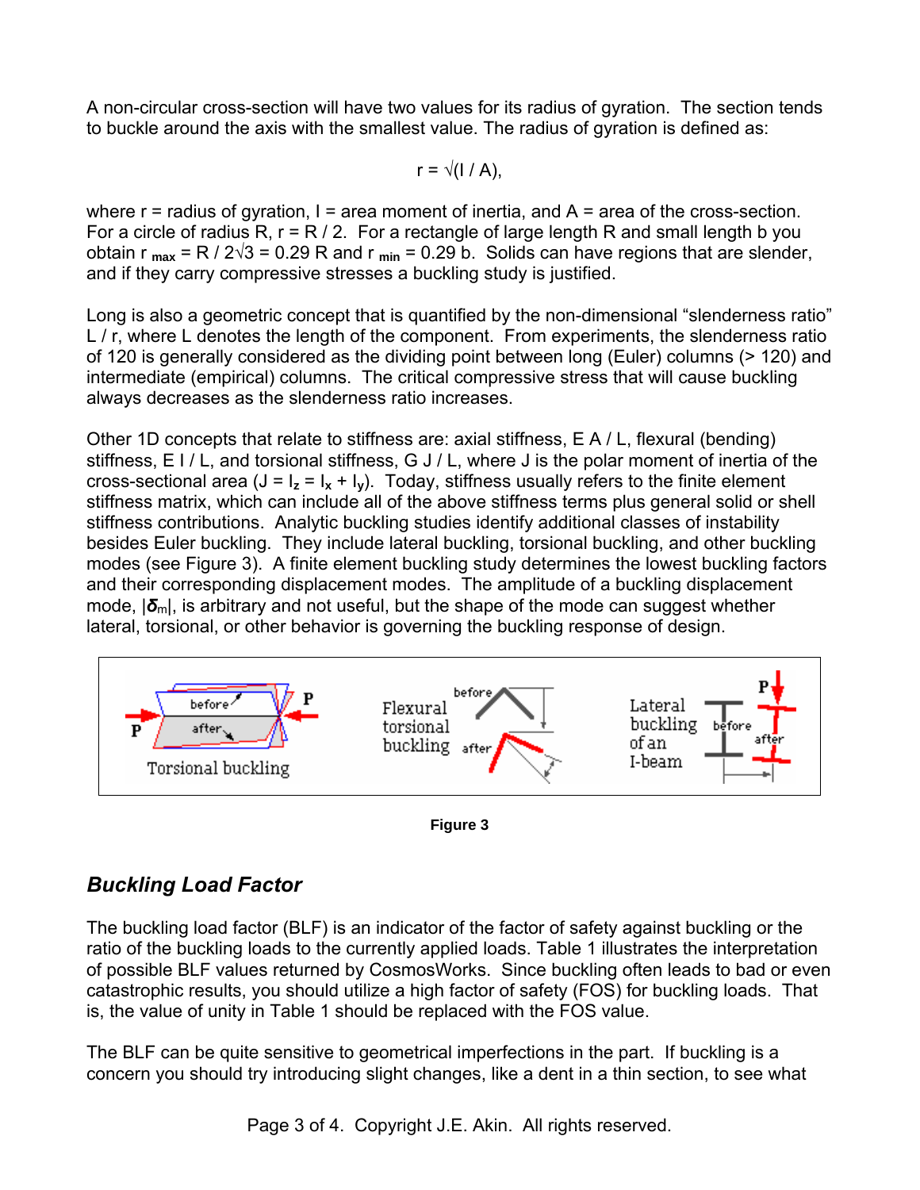A non-circular cross-section will have two values for its radius of gyration. The section tends to buckle around the axis with the smallest value. The radius of gyration is defined as:

$$r = \sqrt{(I / A)},$$

where r = radius of gyration, I = area moment of inertia, and A = area of the cross-section. For a circle of radius R, r = R / 2. For a rectangle of large length R and small length b you obtain $r_{max} = R / 2\sqrt{3} = 0.29$ R and $r_{min} = 0.29$ b. Solids can have regions that are slender, and if they carry compressive stresses a buckling study is justified.

Long is also a geometric concept that is quantified by the non-dimensional "slenderness ratio" L / r, where L denotes the length of the component. From experiments, the slenderness ratio of 120 is generally considered as the dividing point between long (Euler) columns (> 120) and intermediate (empirical) columns. The critical compressive stress that will cause buckling always decreases as the slenderness ratio increases.

Other 1D concepts that relate to stiffness are: axial stiffness, E A / L, flexural (bending) stiffness, E I / L, and torsional stiffness, G J / L, where J is the polar moment of inertia of the cross-sectional area ($J = I_z = I_x + I_y$). Today, stiffness usually refers to the finite element stiffness matrix, which can include all of the above stiffness terms plus general solid or shell stiffness contributions. Analytic buckling studies identify additional classes of instability besides Euler buckling. They include lateral buckling, torsional buckling, and other buckling modes (see Figure 3). A finite element buckling study determines the lowest buckling factors and their corresponding displacement modes. The amplitude of a buckling displacement mode, $|\boldsymbol{\delta}_m|$, is arbitrary and not useful, but the shape of the mode can suggest whether lateral, torsional, or other behavior is governing the buckling response of design.

**Figure 3**

## *Buckling Load Factor*

The buckling load factor (BLF) is an indicator of the factor of safety against buckling or the ratio of the buckling loads to the currently applied loads. Table 1 illustrates the interpretation of possible BLF values returned by CosmosWorks. Since buckling often leads to bad or even catastrophic results, you should utilize a high factor of safety (FOS) for buckling loads. That is, the value of unity in Table 1 should be replaced with the FOS value.

The BLF can be quite sensitive to geometrical imperfections in the part. If buckling is a concern you should try introducing slight changes, like a dent in a thin section, to see what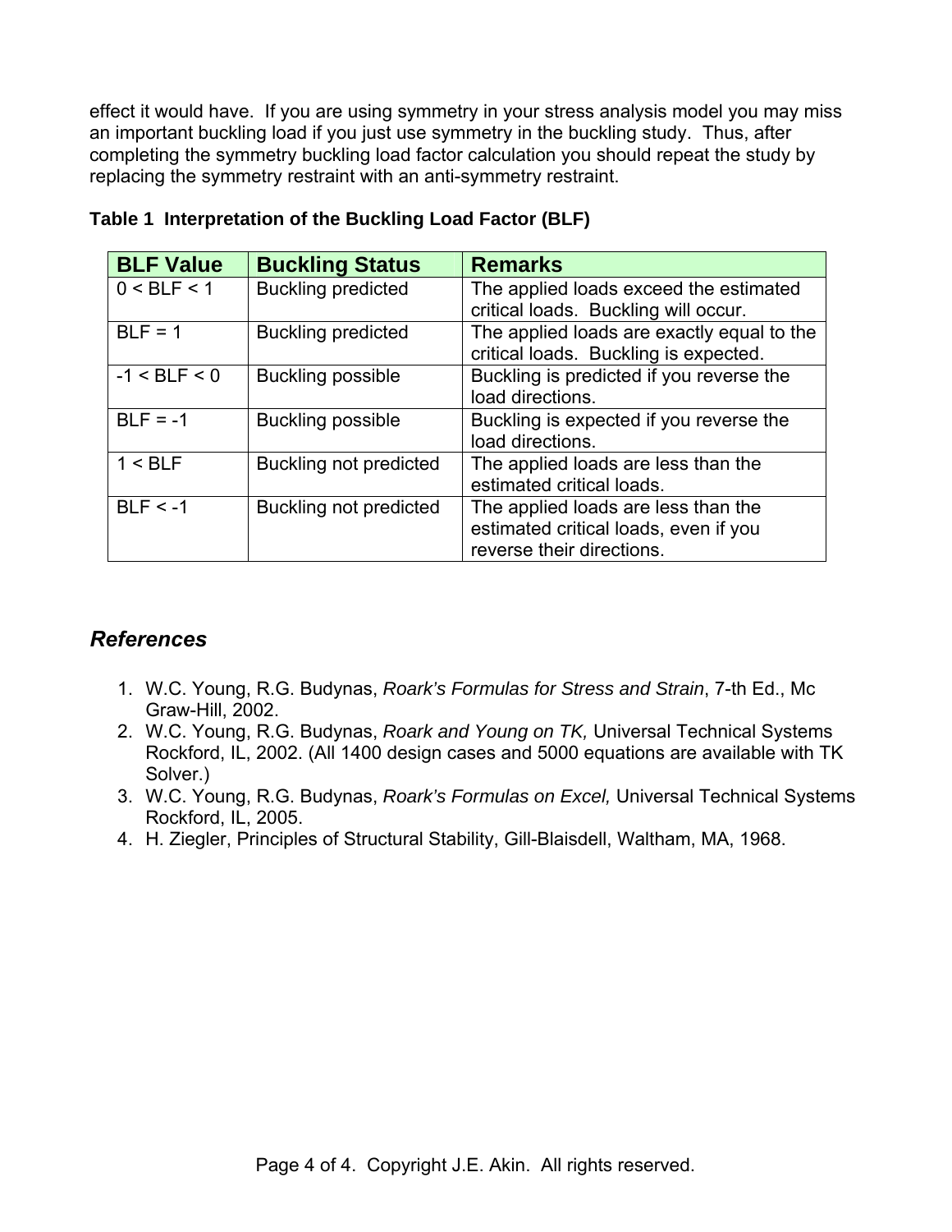effect it would have. If you are using symmetry in your stress analysis model you may miss an important buckling load if you just use symmetry in the buckling study. Thus, after completing the symmetry buckling load factor calculation you should repeat the study by replacing the symmetry restraint with an anti-symmetry restraint.

**Table 1 Interpretation of the Buckling Load Factor (BLF)**

| BLF Value | Buckling Status | Remarks |
|---|---|---|
| 0 < BLF < 1 | Buckling predicted | The applied loads exceed the estimated critical loads. Buckling will occur. |
| BLF = 1 | Buckling predicted | The applied loads are exactly equal to the critical loads. Buckling is expected. |
| -1 < BLF < 0 | Buckling possible | Buckling is predicted if you reverse the load directions. |
| BLF = -1 | Buckling possible | Buckling is expected if you reverse the load directions. |
| 1 < BLF | Buckling not predicted | The applied loads are less than the estimated critical loads. |
| BLF < -1 | Buckling not predicted | The applied loads are less than the estimated critical loads, even if you reverse their directions. |

## *References*

1. W.C. Young, R.G. Budynas, *Roark's Formulas for Stress and Strain*, 7-th Ed., Mc Graw-Hill, 2002.
2. W.C. Young, R.G. Budynas, *Roark and Young on TK,* Universal Technical Systems Rockford, IL, 2002. (All 1400 design cases and 5000 equations are available with TK Solver.)
3. W.C. Young, R.G. Budynas, *Roark's Formulas on Excel,* Universal Technical Systems Rockford, IL, 2005.
4. H. Ziegler, Principles of Structural Stability, Gill-Blaisdell, Waltham, MA, 1968.